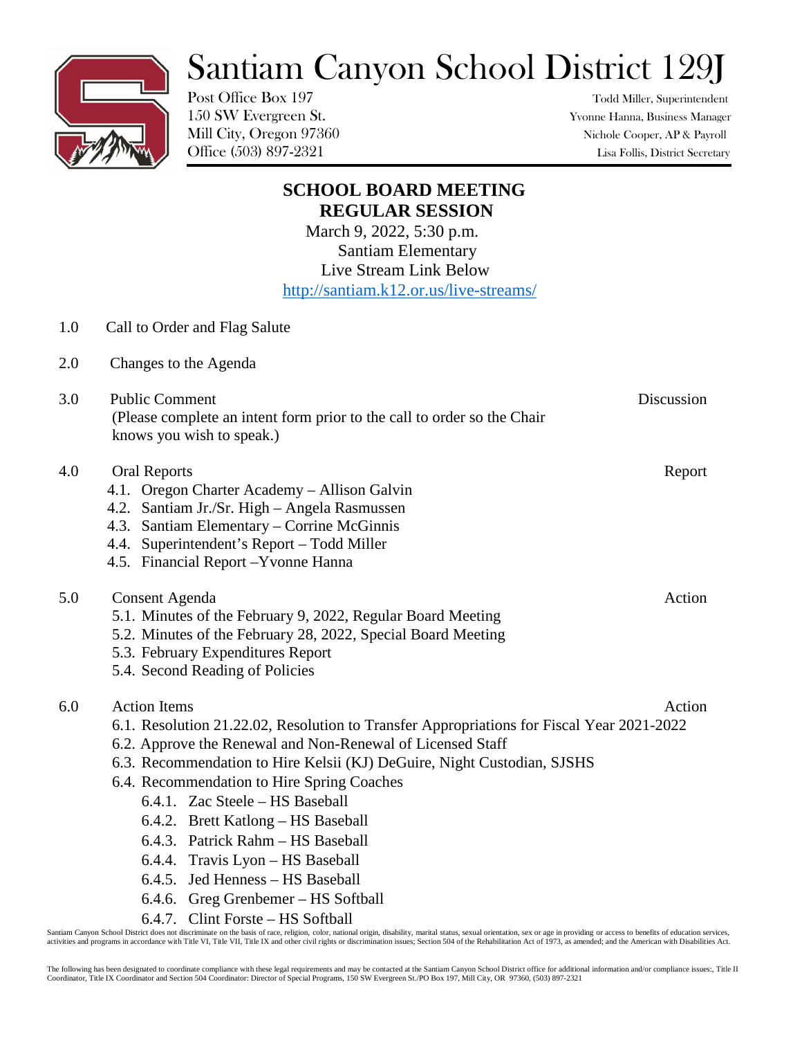# Santiam Canyon School District 129J

Post Office Box 197
150 SW Evergreen St.
Mill City, Oregon 97360
Office (503) 897-2321

Todd Miller, Superintendent
Yvonne Hanna, Business Manager
Nichole Cooper, AP & Payroll
Lisa Follis, District Secretary

## SCHOOL BOARD MEETING
## REGULAR SESSION

March 9, 2022, 5:30 p.m.
Santiam Elementary
Live Stream Link Below
http://santiam.k12.or.us/live-streams/

1.0 Call to Order and Flag Salute

2.0 Changes to the Agenda

3.0 Public Comment — Discussion
(Please complete an intent form prior to the call to order so the Chair knows you wish to speak.)

4.0 Oral Reports — Report
- 4.1. Oregon Charter Academy – Allison Galvin
- 4.2. Santiam Jr./Sr. High – Angela Rasmussen
- 4.3. Santiam Elementary – Corrine McGinnis
- 4.4. Superintendent's Report – Todd Miller
- 4.5. Financial Report –Yvonne Hanna

5.0 Consent Agenda — Action
- 5.1. Minutes of the February 9, 2022, Regular Board Meeting
- 5.2. Minutes of the February 28, 2022, Special Board Meeting
- 5.3. February Expenditures Report
- 5.4. Second Reading of Policies

6.0 Action Items — Action
- 6.1. Resolution 21.22.02, Resolution to Transfer Appropriations for Fiscal Year 2021-2022
- 6.2. Approve the Renewal and Non-Renewal of Licensed Staff
- 6.3. Recommendation to Hire Kelsii (KJ) DeGuire, Night Custodian, SJSHS
- 6.4. Recommendation to Hire Spring Coaches
  - 6.4.1. Zac Steele – HS Baseball
  - 6.4.2. Brett Katlong – HS Baseball
  - 6.4.3. Patrick Rahm – HS Baseball
  - 6.4.4. Travis Lyon – HS Baseball
  - 6.4.5. Jed Henness – HS Baseball
  - 6.4.6. Greg Grenbemer – HS Softball
  - 6.4.7. Clint Forste – HS Softball

Santiam Canyon School District does not discriminate on the basis of race, religion, color, national origin, disability, marital status, sexual orientation, sex or age in providing or access to benefits of education services, activities and programs in accordance with Title VI, Title VII, Title IX and other civil rights or discrimination issues; Section 504 of the Rehabilitation Act of 1973, as amended; and the American with Disabilities Act.

The following has been designated to coordinate compliance with these legal requirements and may be contacted at the Santiam Canyon School District office for additional information and/or compliance issues:, Title II Coordinator, Title IX Coordinator and Section 504 Coordinator: Director of Special Programs, 150 SW Evergreen St./PO Box 197, Mill City, OR 97360, (503) 897-2321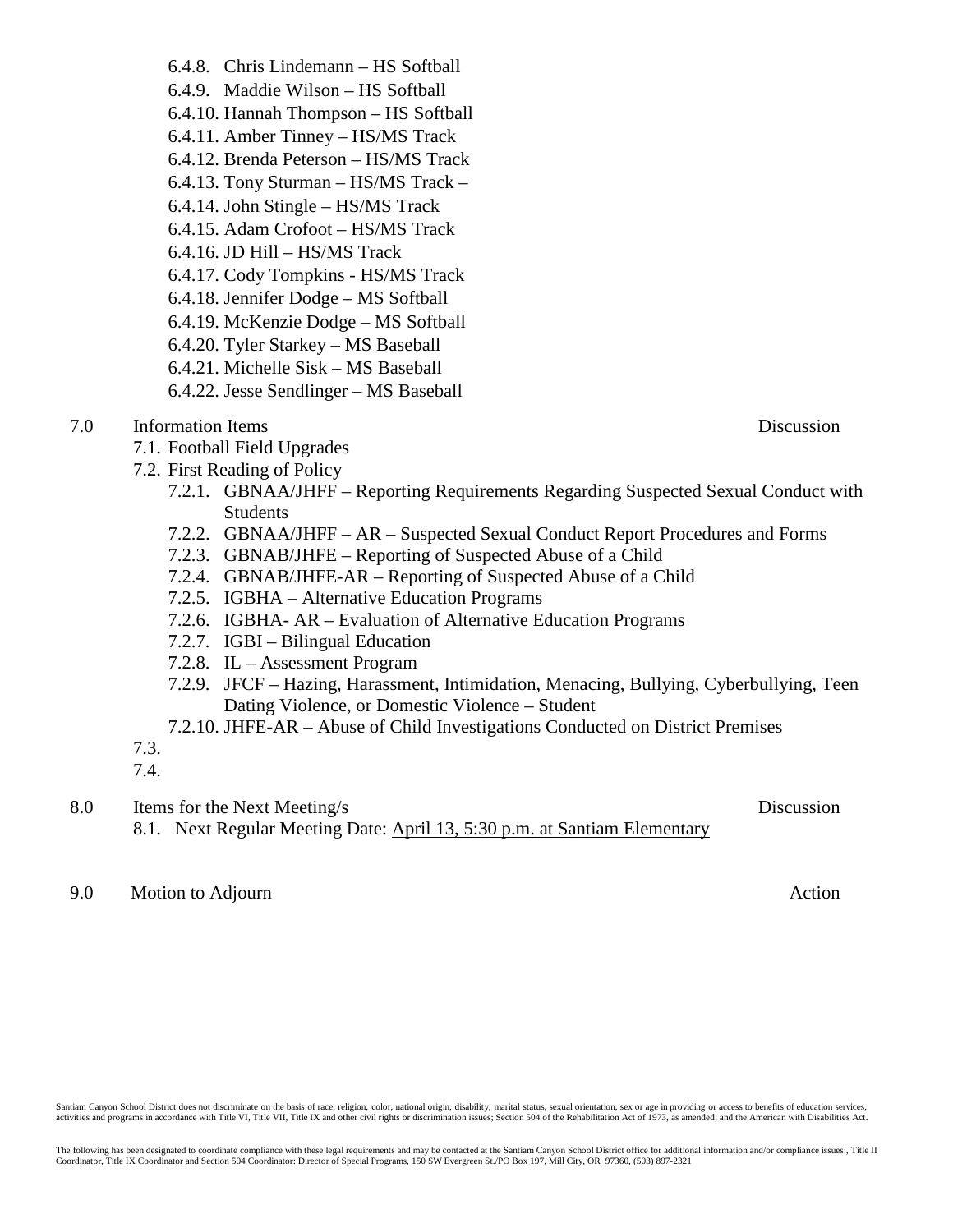- 6.4.8. Chris Lindemann – HS Softball
- 6.4.9. Maddie Wilson – HS Softball
- 6.4.10. Hannah Thompson – HS Softball
- 6.4.11. Amber Tinney – HS/MS Track
- 6.4.12. Brenda Peterson – HS/MS Track
- 6.4.13. Tony Sturman – HS/MS Track –
- 6.4.14. John Stingle – HS/MS Track
- 6.4.15. Adam Crofoot – HS/MS Track
- 6.4.16. JD Hill – HS/MS Track
- 6.4.17. Cody Tompkins - HS/MS Track
- 6.4.18. Jennifer Dodge – MS Softball
- 6.4.19. McKenzie Dodge – MS Softball
- 6.4.20. Tyler Starkey – MS Baseball
- 6.4.21. Michelle Sisk – MS Baseball
- 6.4.22. Jesse Sendlinger – MS Baseball

7.0 Information Items — Discussion

- 7.1. Football Field Upgrades
- 7.2. First Reading of Policy
  - 7.2.1. GBNAA/JHFF – Reporting Requirements Regarding Suspected Sexual Conduct with Students
  - 7.2.2. GBNAA/JHFF – AR – Suspected Sexual Conduct Report Procedures and Forms
  - 7.2.3. GBNAB/JHFE – Reporting of Suspected Abuse of a Child
  - 7.2.4. GBNAB/JHFE-AR – Reporting of Suspected Abuse of a Child
  - 7.2.5. IGBHA – Alternative Education Programs
  - 7.2.6. IGBHA- AR – Evaluation of Alternative Education Programs
  - 7.2.7. IGBI – Bilingual Education
  - 7.2.8. IL – Assessment Program
  - 7.2.9. JFCF – Hazing, Harassment, Intimidation, Menacing, Bullying, Cyberbullying, Teen Dating Violence, or Domestic Violence – Student
  - 7.2.10. JHFE-AR – Abuse of Child Investigations Conducted on District Premises
- 7.3.
- 7.4.

8.0 Items for the Next Meeting/s — Discussion

- 8.1. Next Regular Meeting Date: April 13, 5:30 p.m. at Santiam Elementary

9.0 Motion to Adjourn — Action

Santiam Canyon School District does not discriminate on the basis of race, religion, color, national origin, disability, marital status, sexual orientation, sex or age in providing or access to benefits of education services, activities and programs in accordance with Title VI, Title VII, Title IX and other civil rights or discrimination issues; Section 504 of the Rehabilitation Act of 1973, as amended; and the American with Disabilities Act.

The following has been designated to coordinate compliance with these legal requirements and may be contacted at the Santiam Canyon School District office for additional information and/or compliance issues:, Title II Coordinator, Title IX Coordinator and Section 504 Coordinator: Director of Special Programs, 150 SW Evergreen St./PO Box 197, Mill City, OR 97360, (503) 897-2321